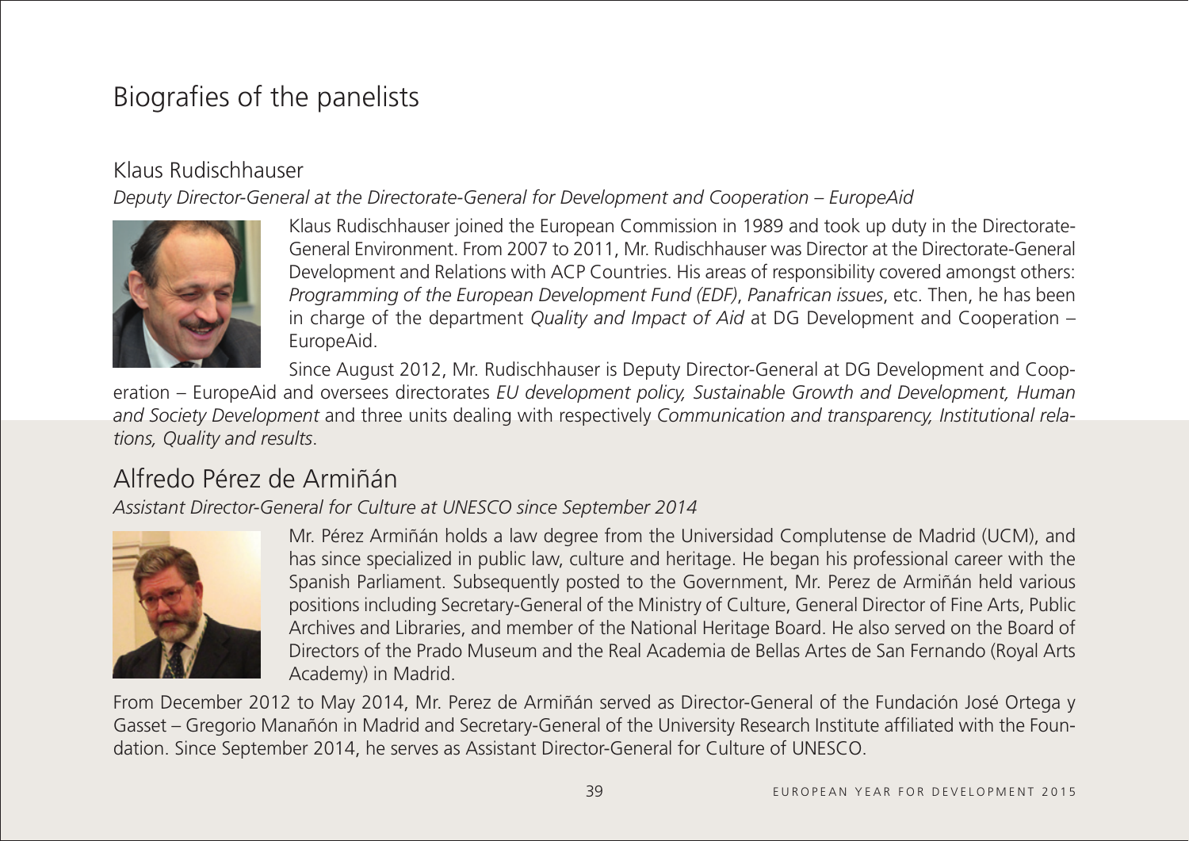# Biografies of the panelists

## Klaus Rudischhauser

*Deputy Director-General at the Directorate-General for Development and Cooperation – EuropeAid*

Klaus Rudischhauser joined the European Commission in 1989 and took up duty in the Directorate-General Environment. From 2007 to 2011, Mr. Rudischhauser was Director at the Directorate-General Development and Relations with ACP Countries. His areas of responsibility covered amongst others: *Programming of the European Development Fund (EDF)*, *Panafrican issues*, etc. Then, he has been in charge of the department *Quality and Impact of Aid* at DG Development and Cooperation – EuropeAid.

Since August 2012, Mr. Rudischhauser is Deputy Director-General at DG Development and Cooperation – EuropeAid and oversees directorates *EU development policy, Sustainable Growth and Development, Human and Society Development* and three units dealing with respectively *Communication and transparency, Institutional relations, Quality and results*.

## Alfredo Pérez de Armiñán

*Assistant Director-General for Culture at UNESCO since September 2014*

Mr. Pérez Armiñán holds a law degree from the Universidad Complutense de Madrid (UCM), and has since specialized in public law, culture and heritage. He began his professional career with the Spanish Parliament. Subsequently posted to the Government, Mr. Perez de Armiñán held various positions including Secretary-General of the Ministry of Culture, General Director of Fine Arts, Public Archives and Libraries, and member of the National Heritage Board. He also served on the Board of Directors of the Prado Museum and the Real Academia de Bellas Artes de San Fernando (Royal Arts Academy) in Madrid.

From December 2012 to May 2014, Mr. Perez de Armiñán served as Director-General of the Fundación José Ortega y Gasset – Gregorio Manañón in Madrid and Secretary-General of the University Research Institute affiliated with the Foundation. Since September 2014, he serves as Assistant Director-General for Culture of UNESCO.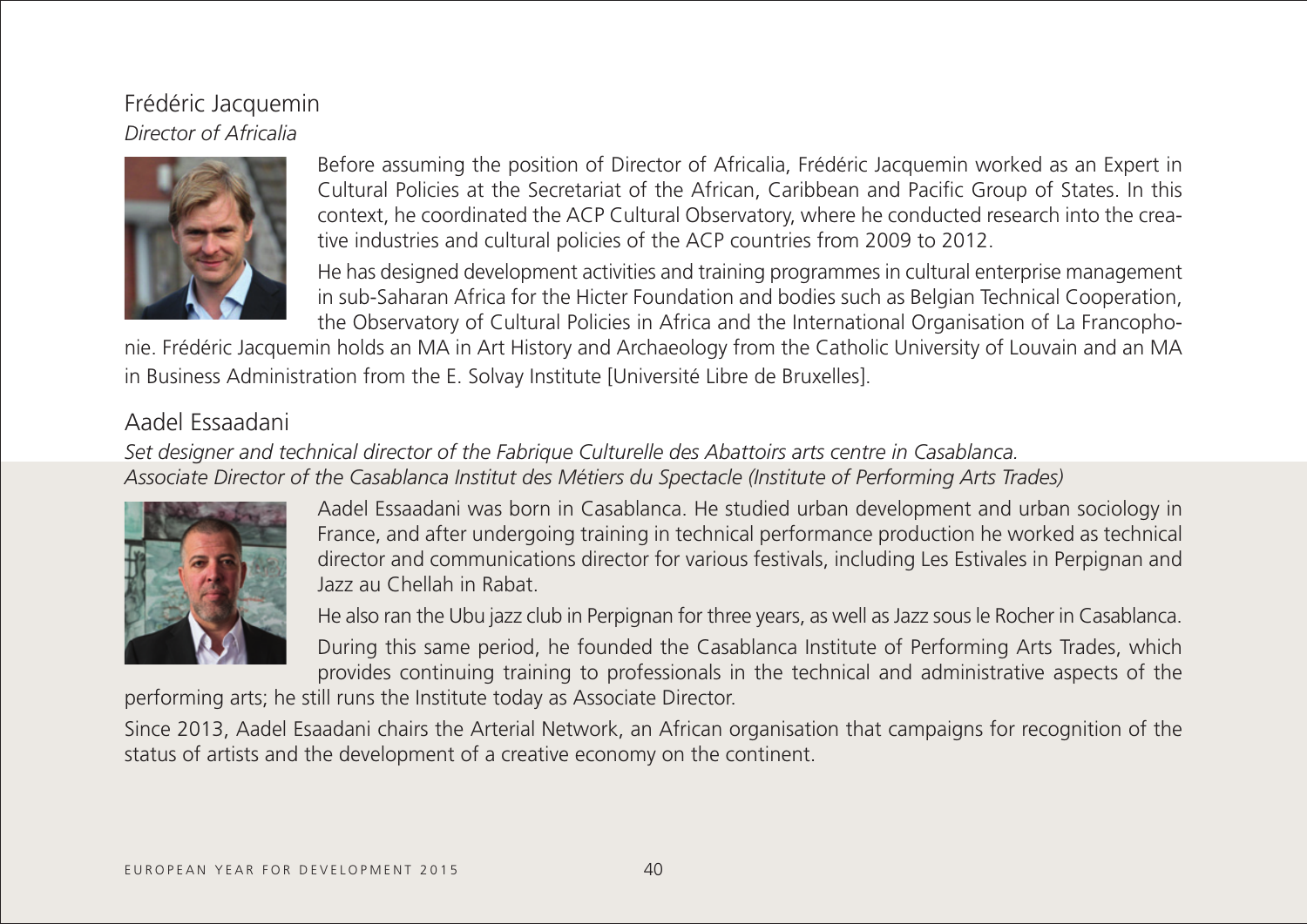## Frédéric Jacquemin

*Director of Africalia*

Before assuming the position of Director of Africalia, Frédéric Jacquemin worked as an Expert in Cultural Policies at the Secretariat of the African, Caribbean and Pacific Group of States. In this context, he coordinated the ACP Cultural Observatory, where he conducted research into the creative industries and cultural policies of the ACP countries from 2009 to 2012.

He has designed development activities and training programmes in cultural enterprise management in sub-Saharan Africa for the Hicter Foundation and bodies such as Belgian Technical Cooperation, the Observatory of Cultural Policies in Africa and the International Organisation of La Francophonie. Frédéric Jacquemin holds an MA in Art History and Archaeology from the Catholic University of Louvain and an MA in Business Administration from the E. Solvay Institute [Université Libre de Bruxelles].

## Aadel Essaadani

*Set designer and technical director of the Fabrique Culturelle des Abattoirs arts centre in Casablanca.*
*Associate Director of the Casablanca Institut des Métiers du Spectacle (Institute of Performing Arts Trades)*

Aadel Essaadani was born in Casablanca. He studied urban development and urban sociology in France, and after undergoing training in technical performance production he worked as technical director and communications director for various festivals, including Les Estivales in Perpignan and Jazz au Chellah in Rabat.

He also ran the Ubu jazz club in Perpignan for three years, as well as Jazz sous le Rocher in Casablanca.

During this same period, he founded the Casablanca Institute of Performing Arts Trades, which provides continuing training to professionals in the technical and administrative aspects of the performing arts; he still runs the Institute today as Associate Director.

Since 2013, Aadel Esaadani chairs the Arterial Network, an African organisation that campaigns for recognition of the status of artists and the development of a creative economy on the continent.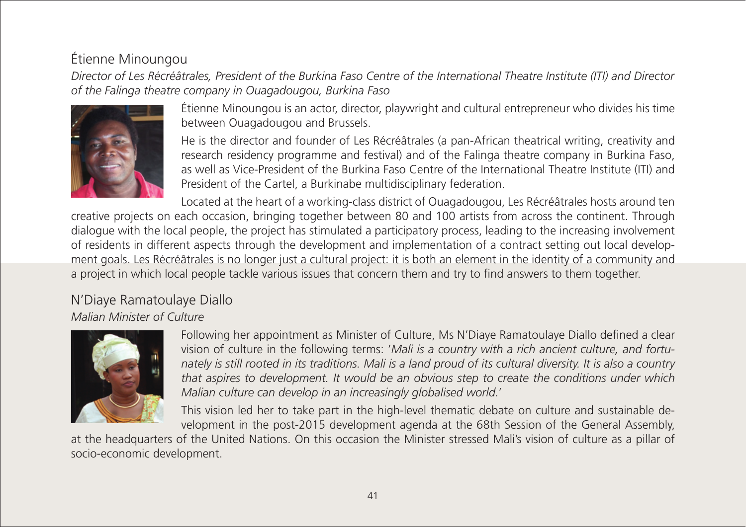## Étienne Minoungou

*Director of Les Récréâtrales, President of the Burkina Faso Centre of the International Theatre Institute (ITI) and Director of the Falinga theatre company in Ouagadougou, Burkina Faso*

Étienne Minoungou is an actor, director, playwright and cultural entrepreneur who divides his time between Ouagadougou and Brussels.

He is the director and founder of Les Récréâtrales (a pan-African theatrical writing, creativity and research residency programme and festival) and of the Falinga theatre company in Burkina Faso, as well as Vice-President of the Burkina Faso Centre of the International Theatre Institute (ITI) and President of the Cartel, a Burkinabe multidisciplinary federation.

Located at the heart of a working-class district of Ouagadougou, Les Récréâtrales hosts around ten creative projects on each occasion, bringing together between 80 and 100 artists from across the continent. Through dialogue with the local people, the project has stimulated a participatory process, leading to the increasing involvement of residents in different aspects through the development and implementation of a contract setting out local development goals. Les Récréâtrales is no longer just a cultural project: it is both an element in the identity of a community and a project in which local people tackle various issues that concern them and try to find answers to them together.

## N'Diaye Ramatoulaye Diallo

*Malian Minister of Culture*

Following her appointment as Minister of Culture, Ms N'Diaye Ramatoulaye Diallo defined a clear vision of culture in the following terms: '*Mali is a country with a rich ancient culture, and fortunately is still rooted in its traditions. Mali is a land proud of its cultural diversity. It is also a country that aspires to development. It would be an obvious step to create the conditions under which Malian culture can develop in an increasingly globalised world.*'

This vision led her to take part in the high-level thematic debate on culture and sustainable development in the post-2015 development agenda at the 68th Session of the General Assembly, at the headquarters of the United Nations. On this occasion the Minister stressed Mali's vision of culture as a pillar of socio-economic development.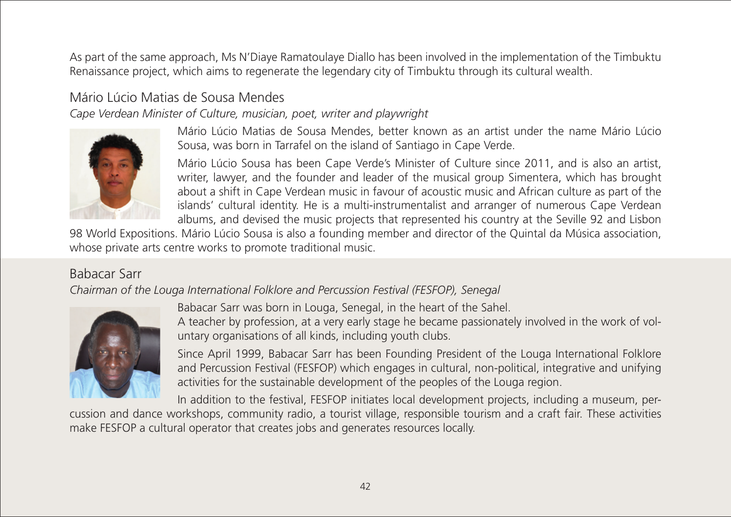As part of the same approach, Ms N'Diaye Ramatoulaye Diallo has been involved in the implementation of the Timbuktu Renaissance project, which aims to regenerate the legendary city of Timbuktu through its cultural wealth.

## Mário Lúcio Matias de Sousa Mendes

*Cape Verdean Minister of Culture, musician, poet, writer and playwright*

Mário Lúcio Matias de Sousa Mendes, better known as an artist under the name Mário Lúcio Sousa, was born in Tarrafel on the island of Santiago in Cape Verde.

Mário Lúcio Sousa has been Cape Verde's Minister of Culture since 2011, and is also an artist, writer, lawyer, and the founder and leader of the musical group Simentera, which has brought about a shift in Cape Verdean music in favour of acoustic music and African culture as part of the islands' cultural identity. He is a multi-instrumentalist and arranger of numerous Cape Verdean albums, and devised the music projects that represented his country at the Seville 92 and Lisbon 98 World Expositions. Mário Lúcio Sousa is also a founding member and director of the Quintal da Música association, whose private arts centre works to promote traditional music.

## Babacar Sarr

*Chairman of the Louga International Folklore and Percussion Festival (FESFOP), Senegal*

Babacar Sarr was born in Louga, Senegal, in the heart of the Sahel.
A teacher by profession, at a very early stage he became passionately involved in the work of voluntary organisations of all kinds, including youth clubs.

Since April 1999, Babacar Sarr has been Founding President of the Louga International Folklore and Percussion Festival (FESFOP) which engages in cultural, non-political, integrative and unifying activities for the sustainable development of the peoples of the Louga region.

In addition to the festival, FESFOP initiates local development projects, including a museum, percussion and dance workshops, community radio, a tourist village, responsible tourism and a craft fair. These activities make FESFOP a cultural operator that creates jobs and generates resources locally.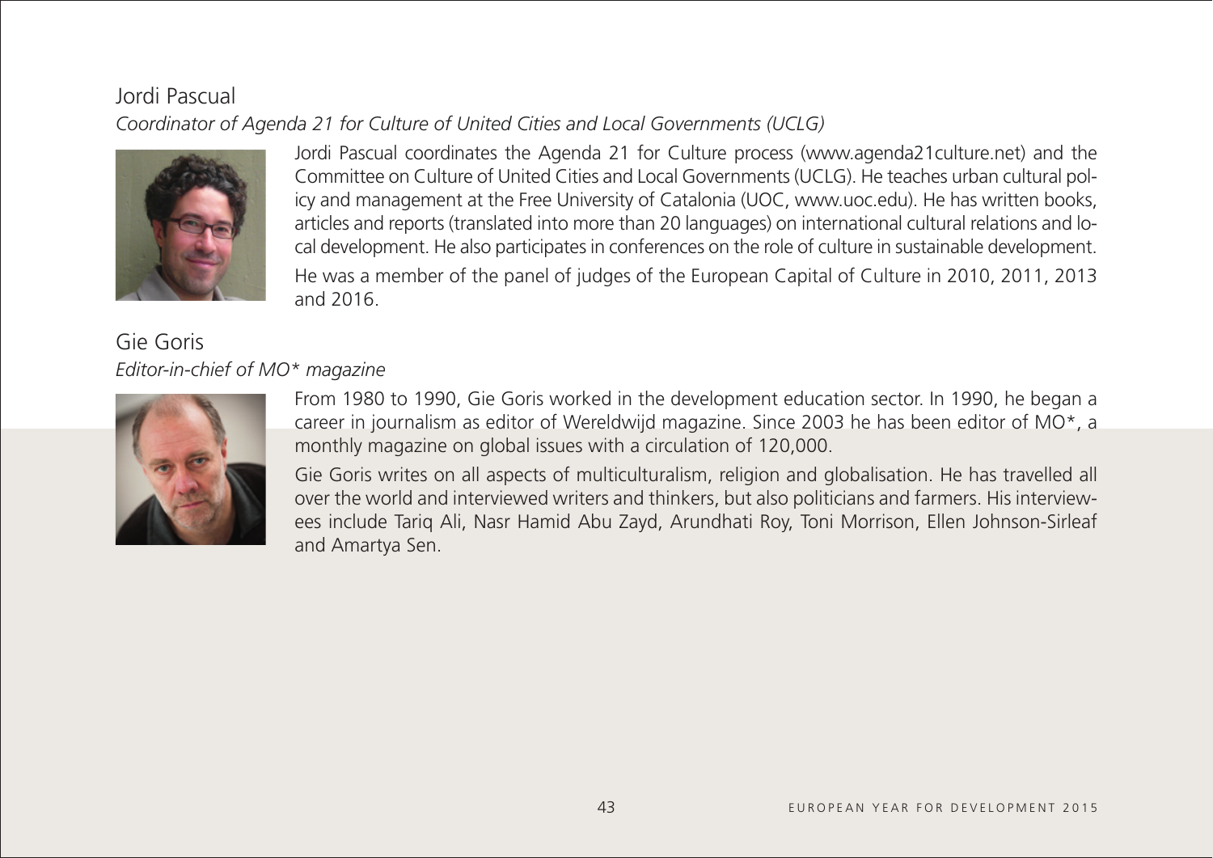## Jordi Pascual

*Coordinator of Agenda 21 for Culture of United Cities and Local Governments (UCLG)*

Jordi Pascual coordinates the Agenda 21 for Culture process (www.agenda21culture.net) and the Committee on Culture of United Cities and Local Governments (UCLG). He teaches urban cultural policy and management at the Free University of Catalonia (UOC, www.uoc.edu). He has written books, articles and reports (translated into more than 20 languages) on international cultural relations and local development. He also participates in conferences on the role of culture in sustainable development.

He was a member of the panel of judges of the European Capital of Culture in 2010, 2011, 2013 and 2016.

## Gie Goris

*Editor-in-chief of MO* magazine*

From 1980 to 1990, Gie Goris worked in the development education sector. In 1990, he began a career in journalism as editor of Wereldwijd magazine. Since 2003 he has been editor of MO*, a monthly magazine on global issues with a circulation of 120,000.

Gie Goris writes on all aspects of multiculturalism, religion and globalisation. He has travelled all over the world and interviewed writers and thinkers, but also politicians and farmers. His interviewees include Tariq Ali, Nasr Hamid Abu Zayd, Arundhati Roy, Toni Morrison, Ellen Johnson-Sirleaf and Amartya Sen.